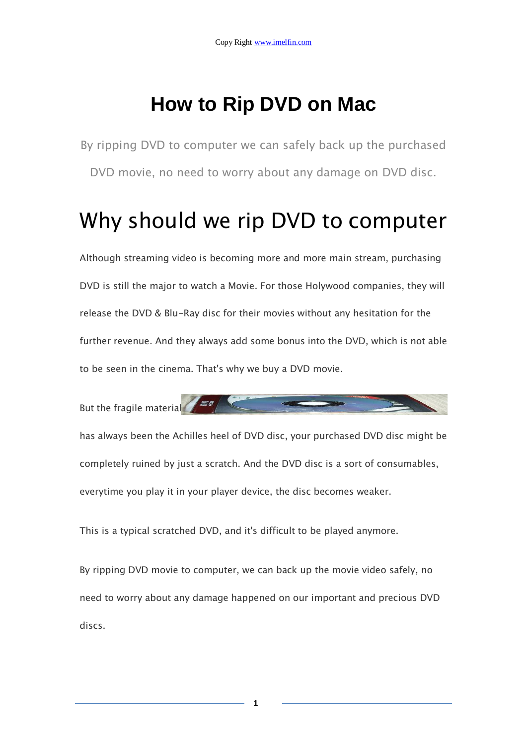# How to Rip DVD on Mac

By ripping DVD to computer we can safely back up the purchased DVD movie, no need to worry about any damage on DVD disc.

## Why should we rip DVD to computer

Although streaming video is becoming more and more main stream, purchasing DVD is still the major to watch a Movie. For those Holywood companies, they will release the DVD & Blu-Ray disc for their movies without any hesitation for the further revenue. And they always add some bonus into the DVD, which is not able to be seen in the cinema. That's why we buy a DVD movie.

But the fragile material has always been the Achilles heel of DVD disc, your purchased DVD disc might be completely ruined by just a scratch. And the DVD disc is a sort of consumables, everytime you play it in your player device, the disc becomes weaker.

This is a typical scratched DVD, and it's difficult to be played anymore.

By ripping DVD movie to computer, we can back up the movie video safely, no need to worry about any damage happened on our important and precious DVD discs.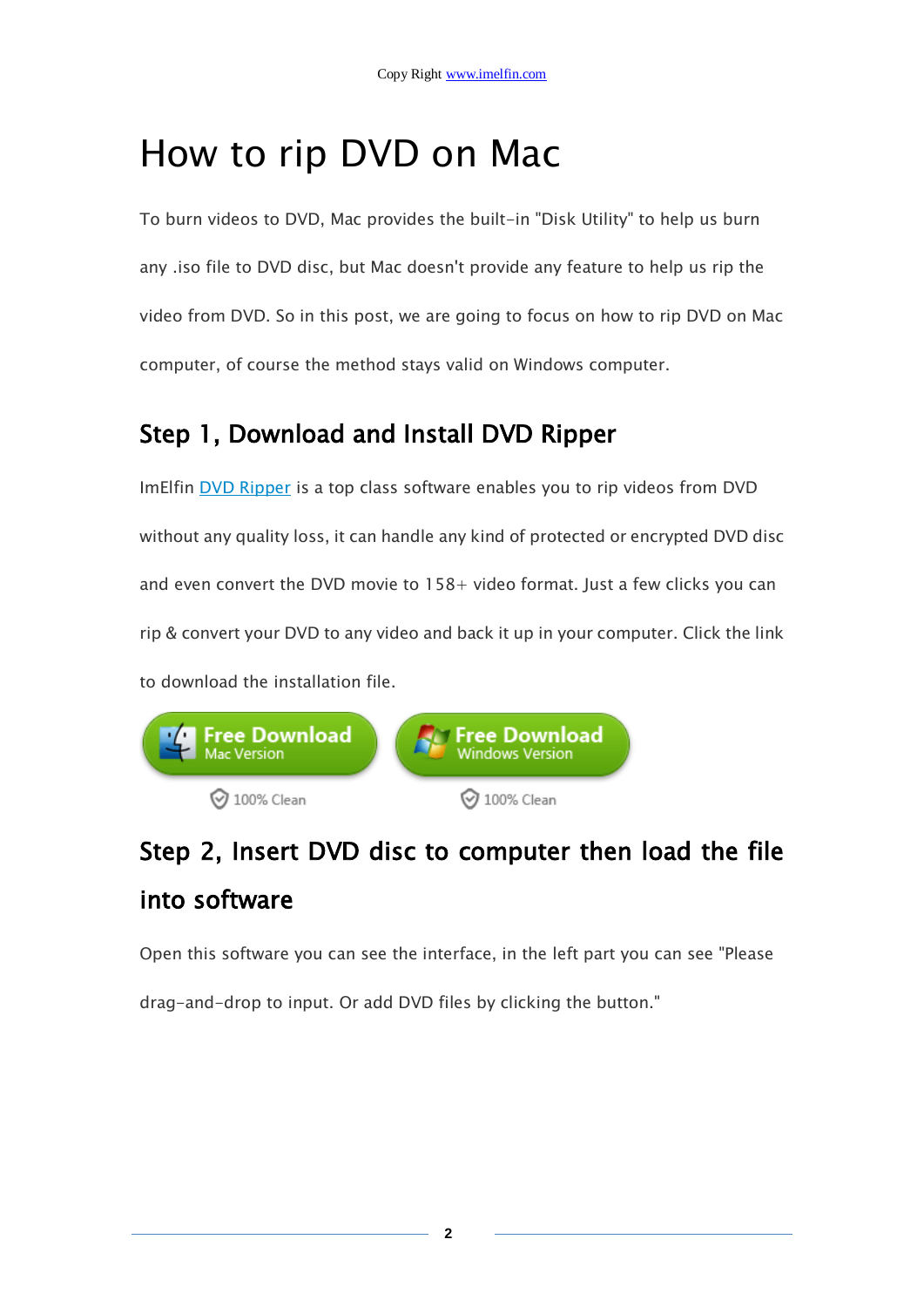# How to rip DVD on Mac

To burn videos to DVD, Mac provides the built-in "Disk Utility" to help us burn any .iso file to DVD disc, but Mac doesn't provide any feature to help us rip the video from DVD. So in this post, we are going to focus on how to rip DVD on Mac computer, of course the method stays valid on Windows computer.

## Step 1, Download and Install DVD Ripper

ImElfin DVD Ripper is a top class software enables you to rip videos from DVD without any quality loss, it can handle any kind of protected or encrypted DVD disc and even convert the DVD movie to 158+ video format. Just a few clicks you can rip & convert your DVD to any video and back it up in your computer. Click the link to download the installation file.

Free Download Mac Version — 100% Clean

Free Download Windows Version — 100% Clean

## Step 2, Insert DVD disc to computer then load the file into software

Open this software you can see the interface, in the left part you can see "Please drag-and-drop to input. Or add DVD files by clicking the button."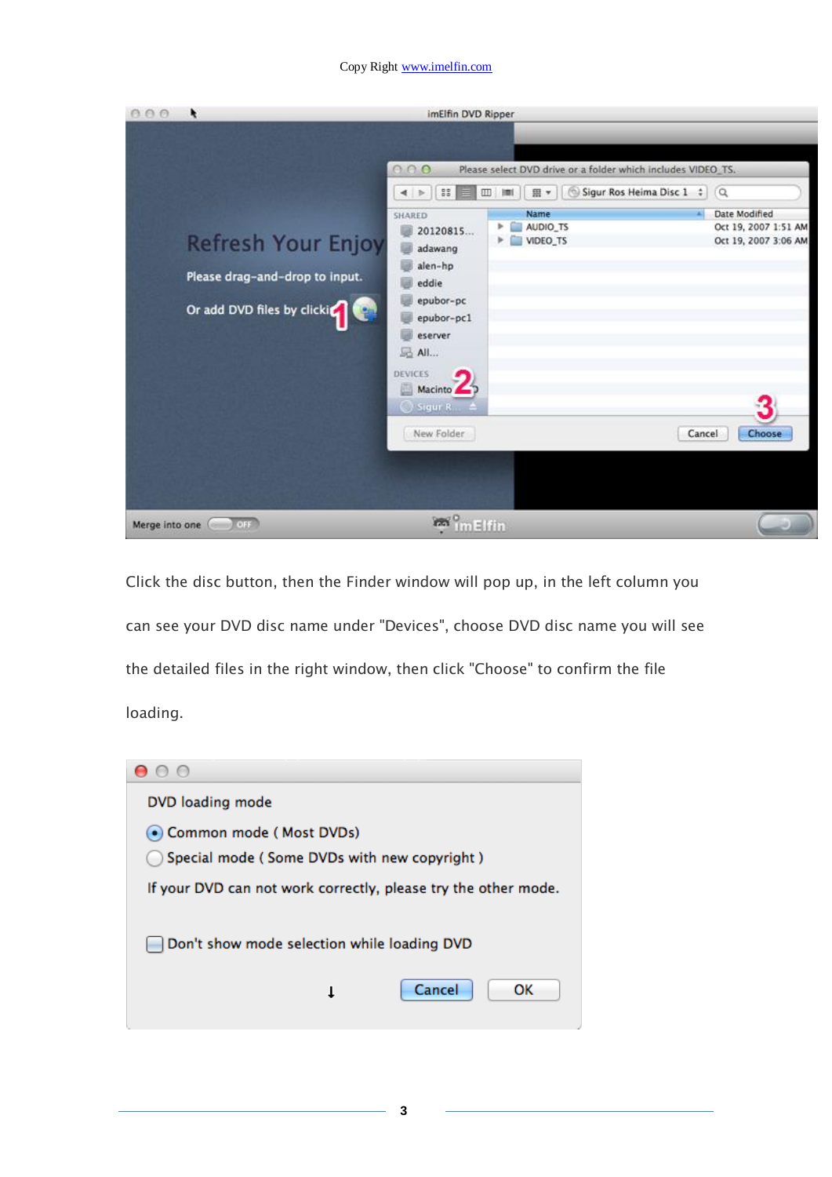Click the disc button, then the Finder window will pop up, in the left column you can see your DVD disc name under "Devices", choose DVD disc name you will see the detailed files in the right window, then click "Choose" to confirm the file loading.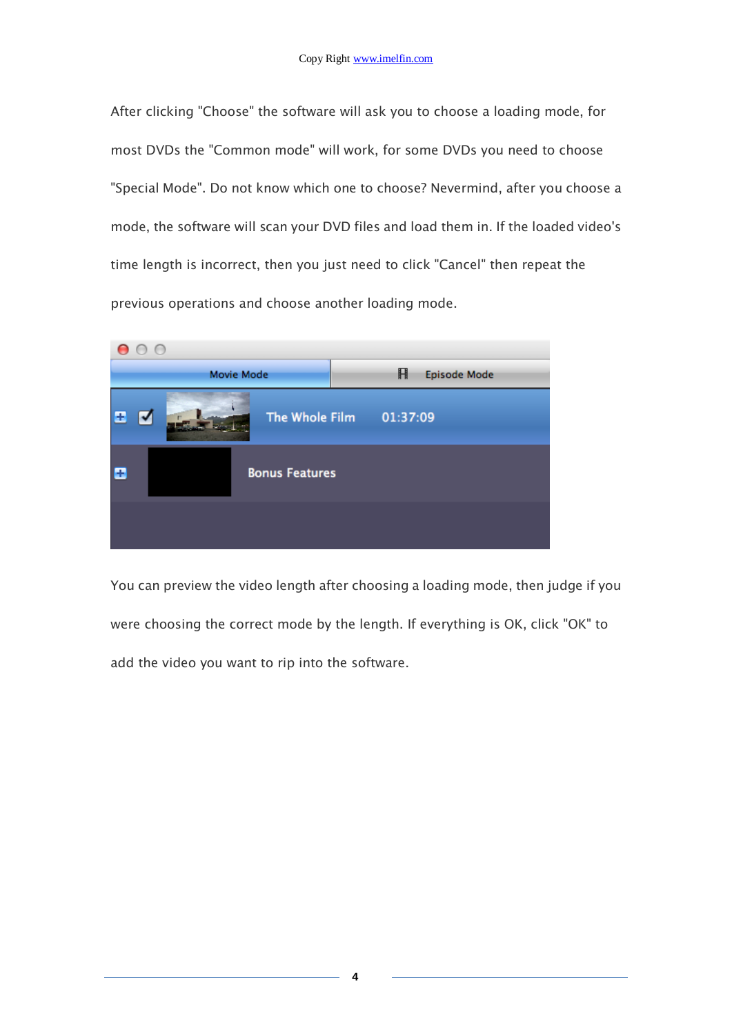After clicking "Choose" the software will ask you to choose a loading mode, for most DVDs the "Common mode" will work, for some DVDs you need to choose "Special Mode". Do not know which one to choose? Nevermind, after you choose a mode, the software will scan your DVD files and load them in. If the loaded video's time length is incorrect, then you just need to click "Cancel" then repeat the previous operations and choose another loading mode.

You can preview the video length after choosing a loading mode, then judge if you were choosing the correct mode by the length. If everything is OK, click "OK" to add the video you want to rip into the software.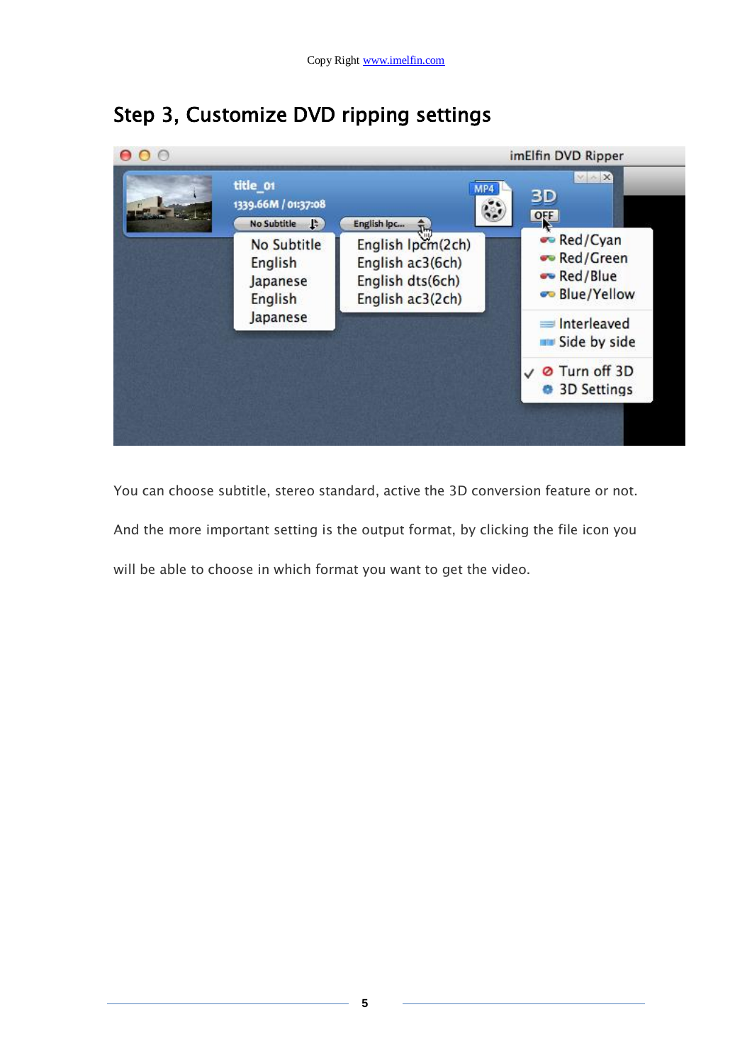## Step 3, Customize DVD ripping settings

You can choose subtitle, stereo standard, active the 3D conversion feature or not.

And the more important setting is the output format, by clicking the file icon you will be able to choose in which format you want to get the video.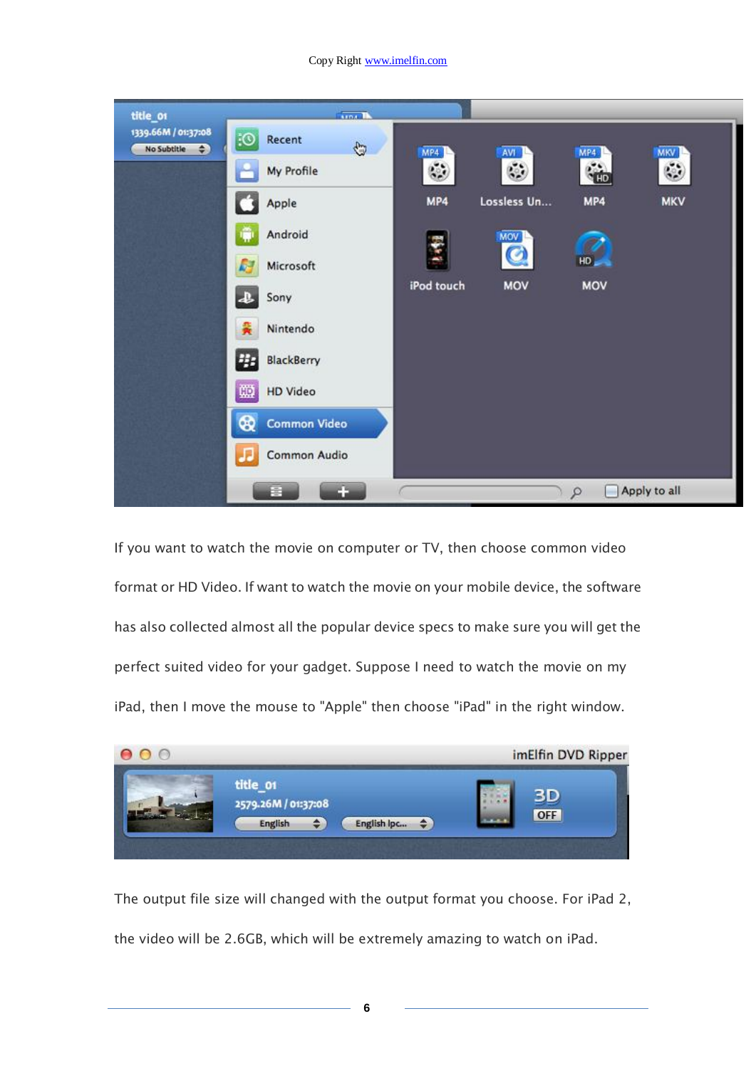If you want to watch the movie on computer or TV, then choose common video format or HD Video. If want to watch the movie on your mobile device, the software has also collected almost all the popular device specs to make sure you will get the perfect suited video for your gadget. Suppose I need to watch the movie on my iPad, then I move the mouse to "Apple" then choose "iPad" in the right window.

The output file size will changed with the output format you choose. For iPad 2, the video will be 2.6GB, which will be extremely amazing to watch on iPad.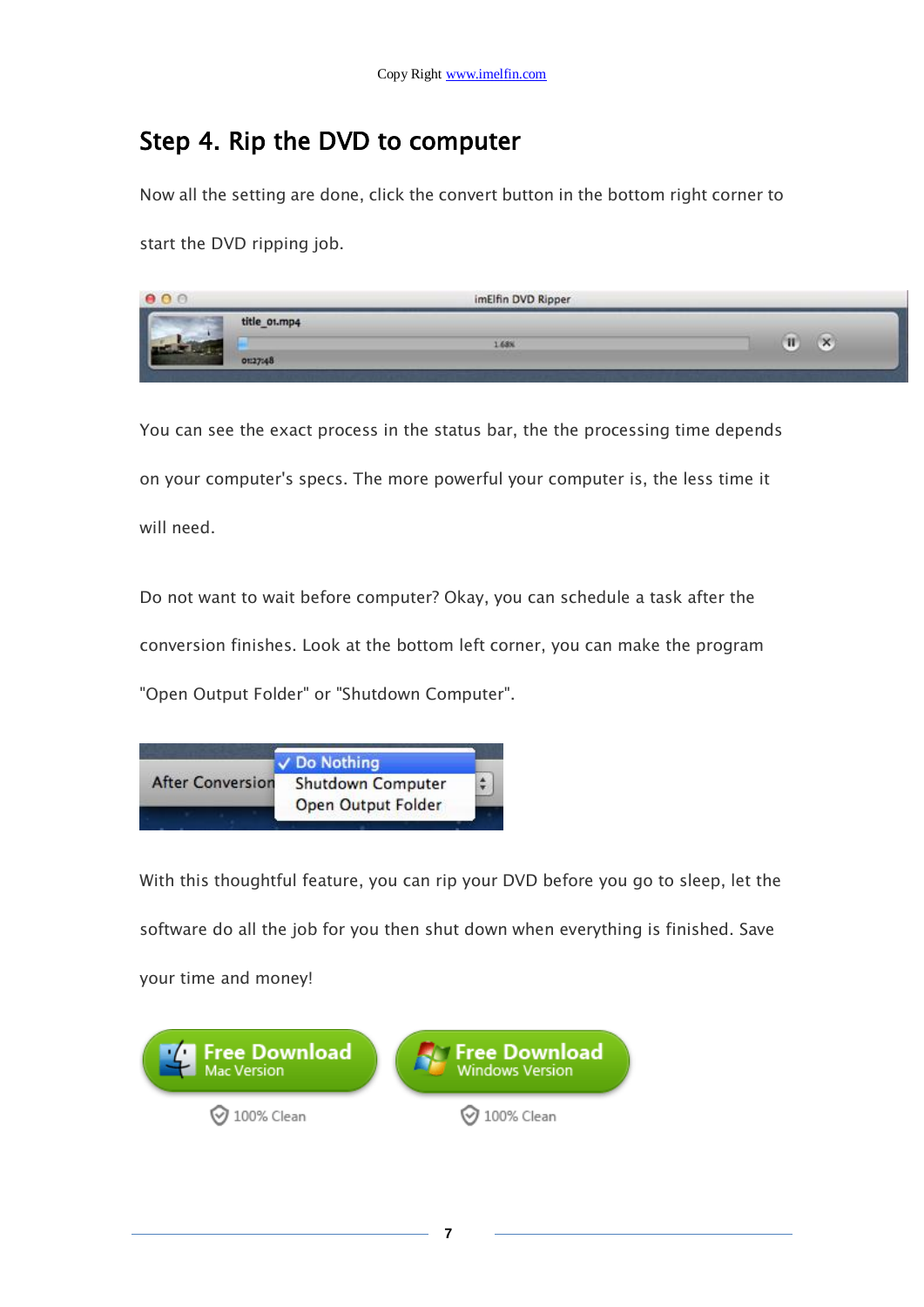## Step 4. Rip the DVD to computer

Now all the setting are done, click the convert button in the bottom right corner to start the DVD ripping job.

You can see the exact process in the status bar, the the processing time depends on your computer's specs. The more powerful your computer is, the less time it will need.

Do not want to wait before computer? Okay, you can schedule a task after the conversion finishes. Look at the bottom left corner, you can make the program "Open Output Folder" or "Shutdown Computer".

With this thoughtful feature, you can rip your DVD before you go to sleep, let the software do all the job for you then shut down when everything is finished. Save your time and money!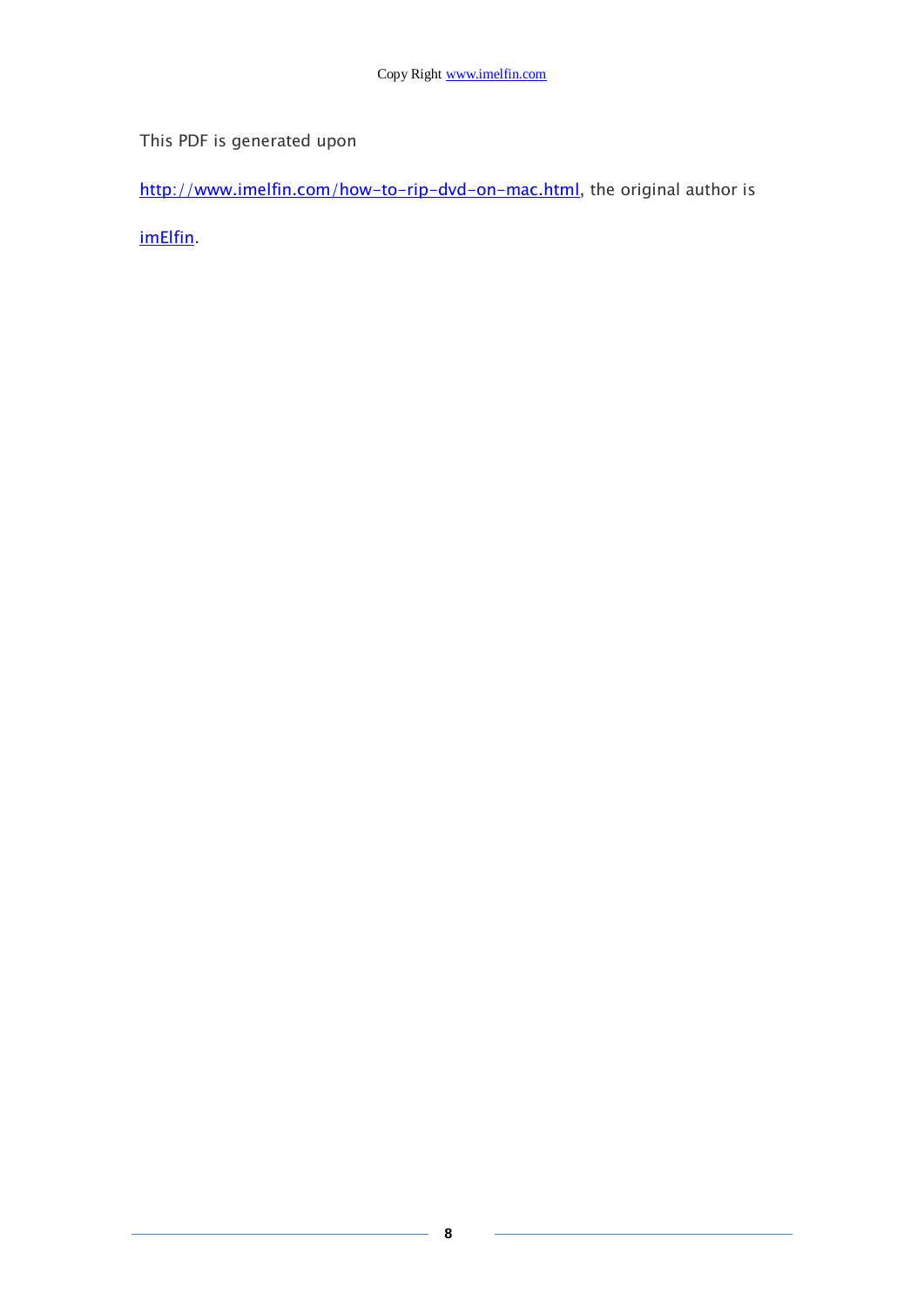This PDF is generated upon

[http://www.imelfin.com/how-to-rip-dvd-on-mac.html](http://www.imelfin.com/how-to-rip-dvd-on-mac.html), the original author is

[imElfin](http://www.imelfin.com).